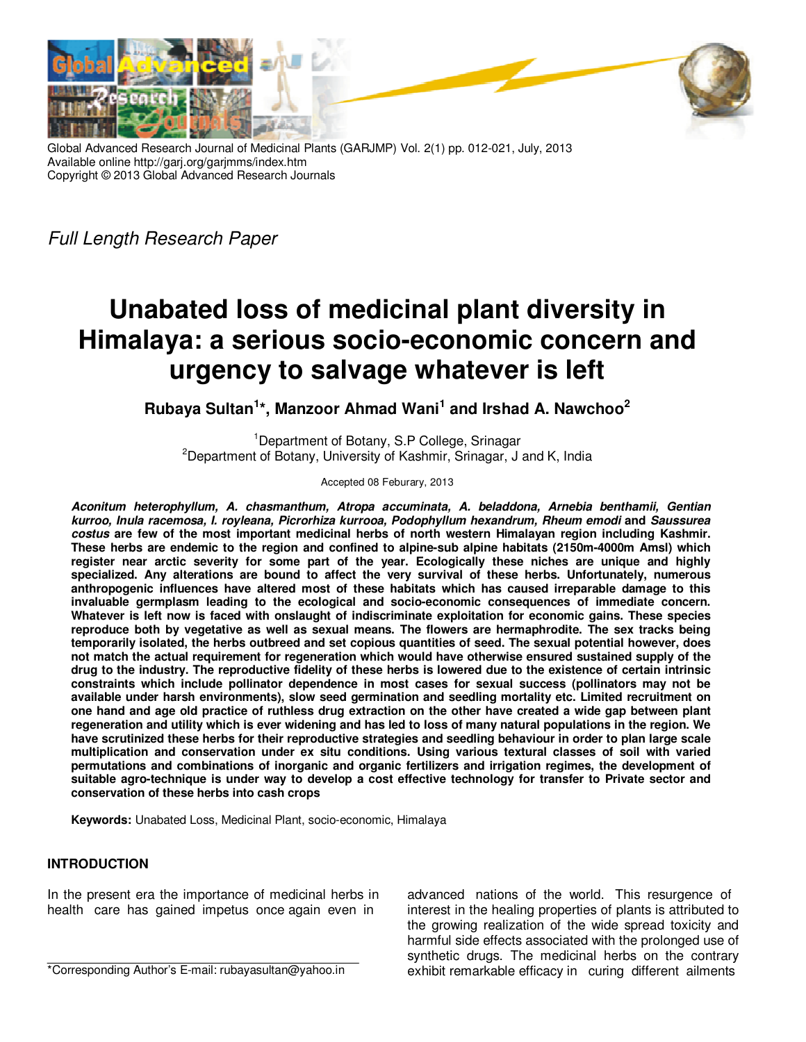Global Advanced Research Journal of Medicinal Plants (GARJMP) Vol. 2(1) pp. 012-021, July, 2013
Available online http://garj.org/garjmms/index.htm
Copyright © 2013 Global Advanced Research Journals

*Full Length Research Paper*

# Unabated loss of medicinal plant diversity in Himalaya: a serious socio-economic concern and urgency to salvage whatever is left

**Rubaya Sultan[1]\*, Manzoor Ahmad Wani[1] and Irshad A. Nawchoo[2]**

[1]Department of Botany, S.P College, Srinagar
[2]Department of Botany, University of Kashmir, Srinagar, J and K, India

Accepted 08 Feburary, 2013

***Aconitum heterophyllum, A. chasmanthum, Atropa accuminata, A. beladdona, Arnebia benthamii, Gentian kurroo, Inula racemosa, I. royleana, Picrorhiza kurrooa, Podophyllum hexandrum, Rheum emodi* and *Saussurea costus* are few of the most important medicinal herbs of north western Himalayan region including Kashmir. These herbs are endemic to the region and confined to alpine-sub alpine habitats (2150m-4000m Amsl) which register near arctic severity for some part of the year. Ecologically these niches are unique and highly specialized. Any alterations are bound to affect the very survival of these herbs. Unfortunately, numerous anthropogenic influences have altered most of these habitats which has caused irreparable damage to this invaluable germplasm leading to the ecological and socio-economic consequences of immediate concern. Whatever is left now is faced with onslaught of indiscriminate exploitation for economic gains. These species reproduce both by vegetative as well as sexual means. The flowers are hermaphrodite. The sex tracks being temporarily isolated, the herbs outbreed and set copious quantities of seed. The sexual potential however, does not match the actual requirement for regeneration which would have otherwise ensured sustained supply of the drug to the industry. The reproductive fidelity of these herbs is lowered due to the existence of certain intrinsic constraints which include pollinator dependence in most cases for sexual success (pollinators may not be available under harsh environments), slow seed germination and seedling mortality etc. Limited recruitment on one hand and age old practice of ruthless drug extraction on the other have created a wide gap between plant regeneration and utility which is ever widening and has led to loss of many natural populations in the region. We have scrutinized these herbs for their reproductive strategies and seedling behaviour in order to plan large scale multiplication and conservation under ex situ conditions. Using various textural classes of soil with varied permutations and combinations of inorganic and organic fertilizers and irrigation regimes, the development of suitable agro-technique is under way to develop a cost effective technology for transfer to Private sector and conservation of these herbs into cash crops**

**Keywords:** Unabated Loss, Medicinal Plant, socio-economic, Himalaya

## INTRODUCTION

In the present era the importance of medicinal herbs in health care has gained impetus once again even in advanced nations of the world. This resurgence of interest in the healing properties of plants is attributed to the growing realization of the wide spread toxicity and harmful side effects associated with the prolonged use of synthetic drugs. The medicinal herbs on the contrary exhibit remarkable efficacy in curing different ailments

\*Corresponding Author's E-mail: rubayasultan@yahoo.in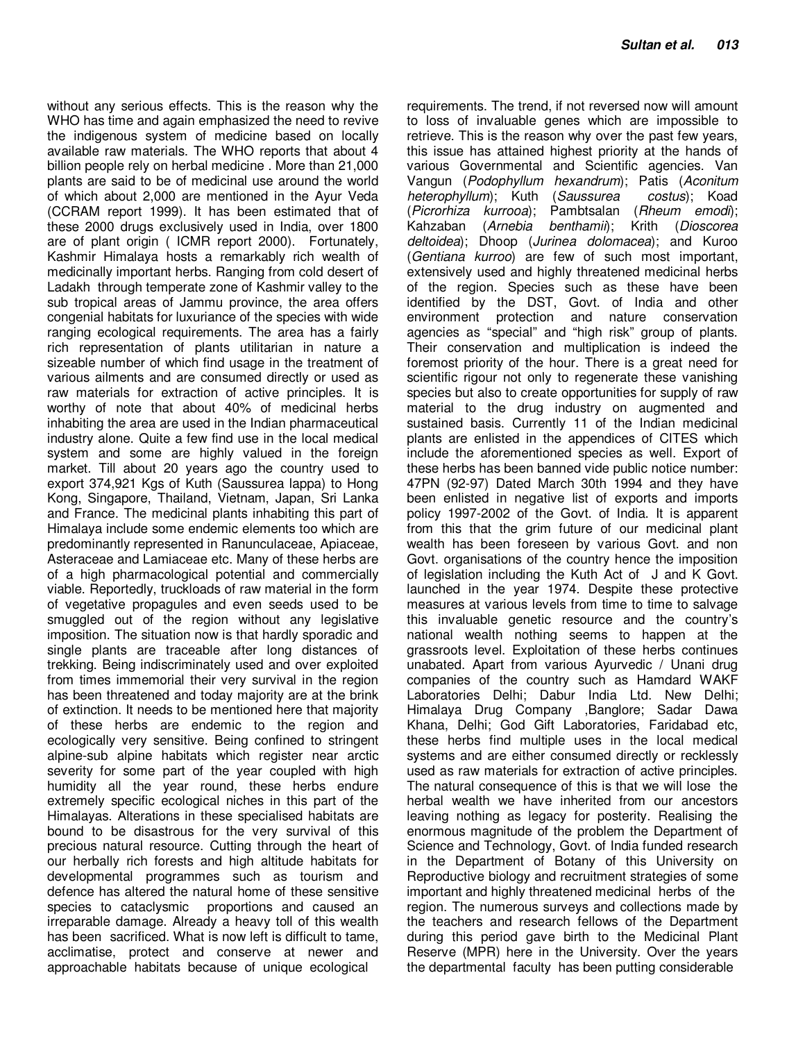without any serious effects. This is the reason why the WHO has time and again emphasized the need to revive the indigenous system of medicine based on locally available raw materials. The WHO reports that about 4 billion people rely on herbal medicine . More than 21,000 plants are said to be of medicinal use around the world of which about 2,000 are mentioned in the Ayur Veda (CCRAM report 1999). It has been estimated that of these 2000 drugs exclusively used in India, over 1800 are of plant origin ( ICMR report 2000). Fortunately, Kashmir Himalaya hosts a remarkably rich wealth of medicinally important herbs. Ranging from cold desert of Ladakh through temperate zone of Kashmir valley to the sub tropical areas of Jammu province, the area offers congenial habitats for luxuriance of the species with wide ranging ecological requirements. The area has a fairly rich representation of plants utilitarian in nature a sizeable number of which find usage in the treatment of various ailments and are consumed directly or used as raw materials for extraction of active principles. It is worthy of note that about 40% of medicinal herbs inhabiting the area are used in the Indian pharmaceutical industry alone. Quite a few find use in the local medical system and some are highly valued in the foreign market. Till about 20 years ago the country used to export 374,921 Kgs of Kuth (Saussurea lappa) to Hong Kong, Singapore, Thailand, Vietnam, Japan, Sri Lanka and France. The medicinal plants inhabiting this part of Himalaya include some endemic elements too which are predominantly represented in Ranunculaceae, Apiaceae, Asteraceae and Lamiaceae etc. Many of these herbs are of a high pharmacological potential and commercially viable. Reportedly, truckloads of raw material in the form of vegetative propagules and even seeds used to be smuggled out of the region without any legislative imposition. The situation now is that hardly sporadic and single plants are traceable after long distances of trekking. Being indiscriminately used and over exploited from times immemorial their very survival in the region has been threatened and today majority are at the brink of extinction. It needs to be mentioned here that majority of these herbs are endemic to the region and ecologically very sensitive. Being confined to stringent alpine-sub alpine habitats which register near arctic severity for some part of the year coupled with high humidity all the year round, these herbs endure extremely specific ecological niches in this part of the Himalayas. Alterations in these specialised habitats are bound to be disastrous for the very survival of this precious natural resource. Cutting through the heart of our herbally rich forests and high altitude habitats for developmental programmes such as tourism and defence has altered the natural home of these sensitive species to cataclysmic proportions and caused an irreparable damage. Already a heavy toll of this wealth has been sacrificed. What is now left is difficult to tame, acclimatise, protect and conserve at newer and approachable habitats because of unique ecological requirements. The trend, if not reversed now will amount to loss of invaluable genes which are impossible to retrieve. This is the reason why over the past few years, this issue has attained highest priority at the hands of various Governmental and Scientific agencies. Van Vangun (*Podophyllum hexandrum*); Patis (*Aconitum heterophyllum*); Kuth (*Saussurea costus*); Koad (*Picrorhiza kurrooa*); Pambtsalan (*Rheum emodi*); Kahzaban (*Arnebia benthamii*); Krith (*Dioscorea deltoidea*); Dhoop (*Jurinea dolomacea*); and Kuroo (*Gentiana kurroo*) are few of such most important, extensively used and highly threatened medicinal herbs of the region. Species such as these have been identified by the DST, Govt. of India and other environment protection and nature conservation agencies as "special" and "high risk" group of plants. Their conservation and multiplication is indeed the foremost priority of the hour. There is a great need for scientific rigour not only to regenerate these vanishing species but also to create opportunities for supply of raw material to the drug industry on augmented and sustained basis. Currently 11 of the Indian medicinal plants are enlisted in the appendices of CITES which include the aforementioned species as well. Export of these herbs has been banned vide public notice number: 47PN (92-97) Dated March 30th 1994 and they have been enlisted in negative list of exports and imports policy 1997-2002 of the Govt. of India. It is apparent from this that the grim future of our medicinal plant wealth has been foreseen by various Govt. and non Govt. organisations of the country hence the imposition of legislation including the Kuth Act of J and K Govt. launched in the year 1974. Despite these protective measures at various levels from time to time to salvage this invaluable genetic resource and the country's national wealth nothing seems to happen at the grassroots level. Exploitation of these herbs continues unabated. Apart from various Ayurvedic / Unani drug companies of the country such as Hamdard WAKF Laboratories Delhi; Dabur India Ltd. New Delhi; Himalaya Drug Company ,Banglore; Sadar Dawa Khana, Delhi; God Gift Laboratories, Faridabad etc, these herbs find multiple uses in the local medical systems and are either consumed directly or recklessly used as raw materials for extraction of active principles. The natural consequence of this is that we will lose the herbal wealth we have inherited from our ancestors leaving nothing as legacy for posterity. Realising the enormous magnitude of the problem the Department of Science and Technology, Govt. of India funded research in the Department of Botany of this University on Reproductive biology and recruitment strategies of some important and highly threatened medicinal herbs of the region. The numerous surveys and collections made by the teachers and research fellows of the Department during this period gave birth to the Medicinal Plant Reserve (MPR) here in the University. Over the years the departmental faculty has been putting considerable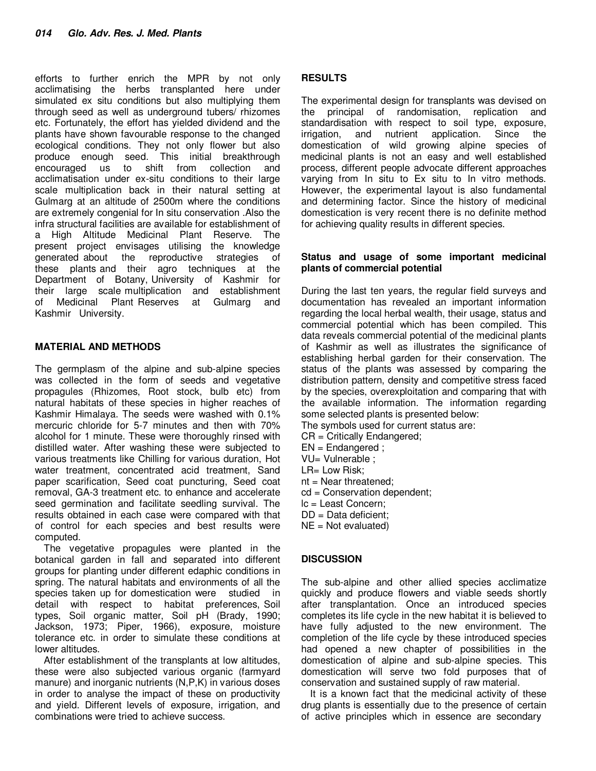efforts to further enrich the MPR by not only acclimatising the herbs transplanted here under simulated ex situ conditions but also multiplying them through seed as well as underground tubers/ rhizomes etc. Fortunately, the effort has yielded dividend and the plants have shown favourable response to the changed ecological conditions. They not only flower but also produce enough seed. This initial breakthrough encouraged us to shift from collection and acclimatisation under ex-situ conditions to their large scale multiplication back in their natural setting at Gulmarg at an altitude of 2500m where the conditions are extremely congenial for In situ conservation .Also the infra structural facilities are available for establishment of a High Altitude Medicinal Plant Reserve. The present project envisages utilising the knowledge generated about the reproductive strategies of these plants and their agro techniques at the Department of Botany, University of Kashmir for their large scale multiplication and establishment of Medicinal Plant Reserves at Gulmarg and Kashmir University.

## MATERIAL AND METHODS

The germplasm of the alpine and sub-alpine species was collected in the form of seeds and vegetative propagules (Rhizomes, Root stock, bulb etc) from natural habitats of these species in higher reaches of Kashmir Himalaya. The seeds were washed with 0.1% mercuric chloride for 5-7 minutes and then with 70% alcohol for 1 minute. These were thoroughly rinsed with distilled water. After washing these were subjected to various treatments like Chilling for various duration, Hot water treatment, concentrated acid treatment, Sand paper scarification, Seed coat puncturing, Seed coat removal, GA-3 treatment etc. to enhance and accelerate seed germination and facilitate seedling survival. The results obtained in each case were compared with that of control for each species and best results were computed.

The vegetative propagules were planted in the botanical garden in fall and separated into different groups for planting under different edaphic conditions in spring. The natural habitats and environments of all the species taken up for domestication were studied in detail with respect to habitat preferences, Soil types, Soil organic matter, Soil pH (Brady, 1990; Jackson, 1973; Piper, 1966), exposure, moisture tolerance etc. in order to simulate these conditions at lower altitudes.

After establishment of the transplants at low altitudes, these were also subjected various organic (farmyard manure) and inorganic nutrients (N,P,K) in various doses in order to analyse the impact of these on productivity and yield. Different levels of exposure, irrigation, and combinations were tried to achieve success.

## RESULTS

The experimental design for transplants was devised on the principal of randomisation, replication and standardisation with respect to soil type, exposure, irrigation, and nutrient application. Since the domestication of wild growing alpine species of medicinal plants is not an easy and well established process, different people advocate different approaches varying from In situ to Ex situ to In vitro methods. However, the experimental layout is also fundamental and determining factor. Since the history of medicinal domestication is very recent there is no definite method for achieving quality results in different species.

### Status and usage of some important medicinal plants of commercial potential

During the last ten years, the regular field surveys and documentation has revealed an important information regarding the local herbal wealth, their usage, status and commercial potential which has been compiled. This data reveals commercial potential of the medicinal plants of Kashmir as well as illustrates the significance of establishing herbal garden for their conservation. The status of the plants was assessed by comparing the distribution pattern, density and competitive stress faced by the species, overexploitation and comparing that with the available information. The information regarding some selected plants is presented below:
The symbols used for current status are:
CR = Critically Endangered;
EN = Endangered ;
VU= Vulnerable ;
LR= Low Risk;
nt = Near threatened;
cd = Conservation dependent;
lc = Least Concern;
DD = Data deficient;
NE = Not evaluated)

## DISCUSSION

The sub-alpine and other allied species acclimatize quickly and produce flowers and viable seeds shortly after transplantation. Once an introduced species completes its life cycle in the new habitat it is believed to have fully adjusted to the new environment. The completion of the life cycle by these introduced species had opened a new chapter of possibilities in the domestication of alpine and sub-alpine species. This domestication will serve two fold purposes that of conservation and sustained supply of raw material.

It is a known fact that the medicinal activity of these drug plants is essentially due to the presence of certain of active principles which in essence are secondary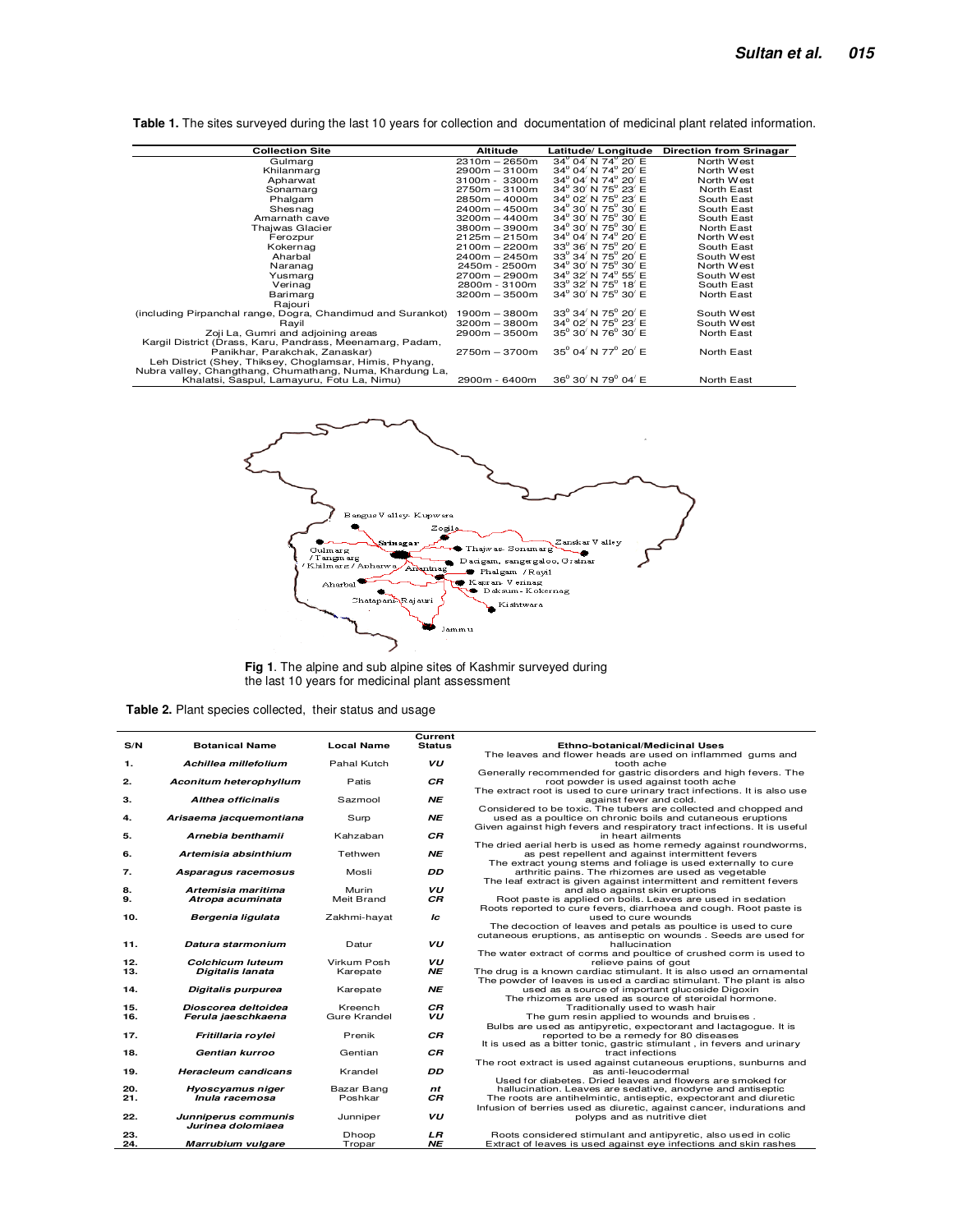**Table 1.** The sites surveyed during the last 10 years for collection and documentation of medicinal plant related information.

| Collection Site | Altitude | Latitude/ Longitude | Direction from Srinagar |
|---|---|---|---|
| Gulmarg | 2310m – 2650m | 34° 04′ N 74° 20′ E | North West |
| Khilanmarg | 2900m – 3100m | 34° 04′ N 74° 20′ E | North West |
| Apharwat | 3100m - 3300m | 34° 04′ N 74° 20′ E | North West |
| Sonamarg | 2750m – 3100m | 34° 30′ N 75° 23′ E | North East |
| Phalgam | 2850m – 4000m | 34° 02′ N 75° 23′ E | South East |
| Shesnag | 2400m – 4500m | 34° 30′ N 75° 30′ E | South East |
| Amarnath cave | 3200m – 4400m | 34° 30′ N 75° 30′ E | South East |
| Thajwas Glacier | 3800m – 3900m | 34° 30′ N 75° 30′ E | North East |
| Ferozpur | 2125m – 2150m | 34° 04′ N 74° 20′ E | North West |
| Kokernag | 2100m – 2200m | 33° 36′ N 75° 20′ E | South East |
| Aharbal | 2400m – 2450m | 33° 34′ N 75° 20′ E | South West |
| Naranag | 2450m - 2500m | 34° 30′ N 75° 30′ E | North West |
| Yusmarg | 2700m – 2900m | 34° 32′ N 74° 55′ E | South West |
| Verinag | 2800m - 3100m | 33° 32′ N 75° 18′ E | South East |
| Barimarg | 3200m – 3500m | 34° 30′ N 75° 30′ E | North East |
| Rajouri (including Pirpanchal range, Dogra, Chandimud and Surankot) | 1900m – 3800m | 33° 34′ N 75° 20′ E | South West |
| Rayil | 3200m – 3800m | 34° 02′ N 75° 23′ E | South West |
| Zoji La, Gumri and adjoining areas | 2900m – 3500m | 35° 30′ N 76° 30′ E | North East |
| Kargil District (Drass, Karu, Pandrass, Meenamarg, Padam, Panikhar, Parakchak, Zanaskar) | 2750m – 3700m | 35° 04′ N 77° 20′ E | North East |
| Leh District (Shey, Thiksey, Choglamsar, Himis, Phyang, Nubra valley, Changthang, Chumathang, Numa, Khardung La, Khalatsi, Saspul, Lamayuru, Fotu La, Nimu) | 2900m - 6400m | 36° 30′ N 79° 04′ E | North East |

**Fig 1**. The alpine and sub alpine sites of Kashmir surveyed during the last 10 years for medicinal plant assessment

**Table 2.** Plant species collected, their status and usage

| S/N | Botanical Name | Local Name | Current Status | Ethno-botanical/Medicinal Uses |
|---|---|---|---|---|
| 1. | *Achillea millefolium* | Pahal Kutch | *VU* | The leaves and flower heads are used on inflammed gums and tooth ache |
| 2. | *Aconitum heterophyllum* | Patis | *CR* | Generally recommended for gastric disorders and high fevers. The root powder is used against tooth ache |
| 3. | *Althea officinalis* | Sazmool | *NE* | The extract root is used to cure urinary tract infections. It is also use against fever and cold. |
| 4. | *Arisaema jacquemontiana* | Surp | *NE* | Considered to be toxic. The tubers are collected and chopped and used as a poultice on chronic boils and cutaneous eruptions |
| 5. | *Arnebia benthamii* | Kahzaban | *CR* | Given against high fevers and respiratory tract infections. It is useful in heart ailments |
| 6. | *Artemisia absinthium* | Tethwen | *NE* | The dried aerial herb is used as home remedy against roundworms, as pest repellent and against intermittent fevers |
| 7. | *Asparagus racemosus* | Mosli | *DD* | The extract young stems and foliage is used externally to cure arthritic pains. The rhizomes are used as vegetable |
| 8. | *Artemisia maritima* | Murin | *VU* | The leaf extract is given against intermittent and remittent fevers and also against skin eruptions |
| 9. | *Atropa acuminata* | Meit Brand | *CR* | Root paste is applied on boils. Leaves are used in sedation |
| 10. | *Bergenia ligulata* | Zakhmi-hayat | *lc* | Roots reported to cure fevers, diarrhoea and cough. Root paste is used to cure wounds |
| 11. | *Datura starmonium* | Datur | *VU* | The decoction of leaves and petals as poultice is used to cure cutaneous eruptions, as antiseptic on wounds . Seeds are used for hallucination |
| 12. | *Colchicum luteum* | Virkum Posh | *VU* | The water extract of corms and poultice of crushed corm is used to relieve pains of gout |
| 13. | *Digitalis lanata* | Karepate | *NE* | The drug is a known cardiac stimulant. It is also used an ornamental |
| 14. | *Digitalis purpurea* | Karepate | *NE* | The powder of leaves is used a cardiac stimulant. The plant is also used as a source of important glucoside Digoxin |
| 15. | *Dioscorea deltoidea* | Kreench | *CR* | The rhizomes are used as source of steroidal hormone. |
| 16. | *Ferula jaeschkaena* | Gure Krandel | *VU* | Traditionally used to wash hair. The gum resin applied to wounds and bruises . |
| 17. | *Fritillaria roylei* | Prenik | *CR* | Bulbs are used as antipyretic, expectorant and lactagogue. It is reported to be a remedy for 80 diseases |
| 18. | *Gentian kurroo* | Gentian | *CR* | It is used as a bitter tonic, gastric stimulant , in fevers and urinary tract infections |
| 19. | *Heracleum candicans* | Krandel | *DD* | The root extract is used against cutaneous eruptions, sunburns and as anti-leucodermal |
| 20. | *Hyoscyamus niger* | Bazar Bang | *nt* | Used for diabetes. Dried leaves and flowers are smoked for hallucination. Leaves are sedative, anodyne and antiseptic |
| 21. | *Inula racemosa* | Poshkar | *CR* | The roots are antihelmintic, antiseptic, expectorant and diuretic |
| 22. | *Junniperus communis* | Junniper | *VU* | Infusion of berries used as diuretic, against cancer, indurations and polyps and as nutritive diet |
| 23. | *Jurinea dolomiaea* | Dhoop | *LR* | Roots considered stimulant and antipyretic, also used in colic |
| 24. | *Marrubium vulgare* | Tropar | *NE* | Extract of leaves is used against eye infections and skin rashes |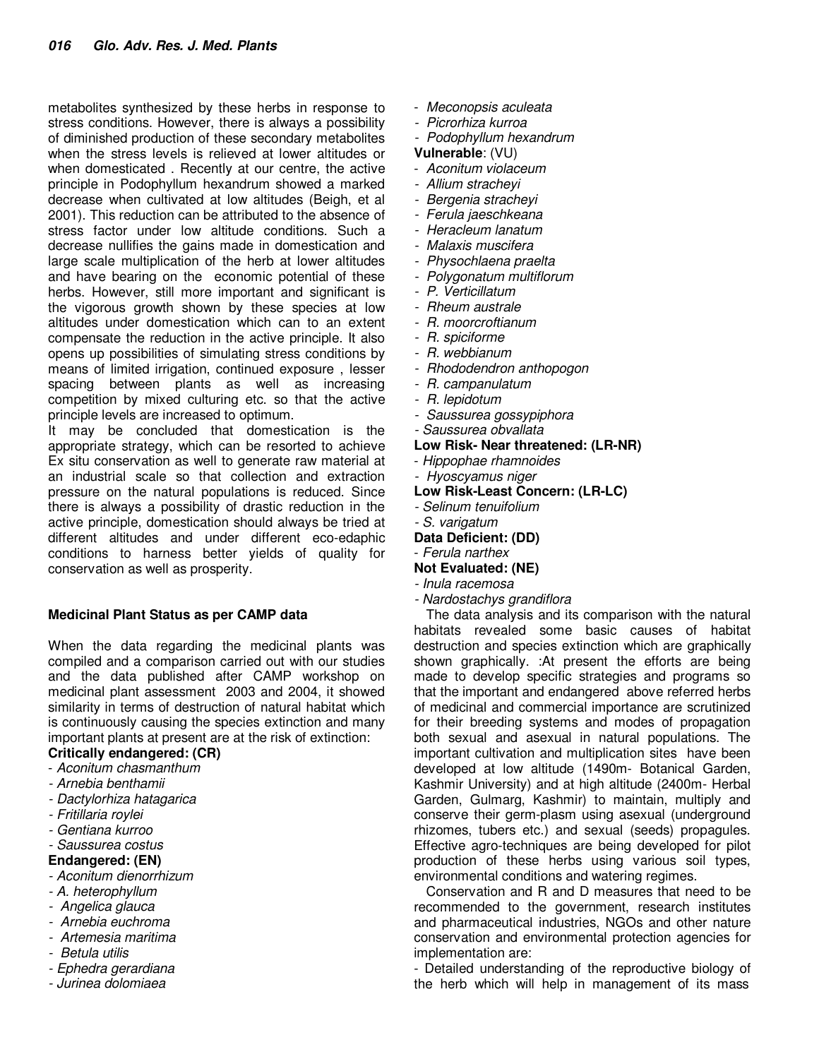metabolites synthesized by these herbs in response to stress conditions. However, there is always a possibility of diminished production of these secondary metabolites when the stress levels is relieved at lower altitudes or when domesticated . Recently at our centre, the active principle in Podophyllum hexandrum showed a marked decrease when cultivated at low altitudes (Beigh, et al 2001). This reduction can be attributed to the absence of stress factor under low altitude conditions. Such a decrease nullifies the gains made in domestication and large scale multiplication of the herb at lower altitudes and have bearing on the economic potential of these herbs. However, still more important and significant is the vigorous growth shown by these species at low altitudes under domestication which can to an extent compensate the reduction in the active principle. It also opens up possibilities of simulating stress conditions by means of limited irrigation, continued exposure , lesser spacing between plants as well as increasing competition by mixed culturing etc. so that the active principle levels are increased to optimum.

It may be concluded that domestication is the appropriate strategy, which can be resorted to achieve Ex situ conservation as well to generate raw material at an industrial scale so that collection and extraction pressure on the natural populations is reduced. Since there is always a possibility of drastic reduction in the active principle, domestication should always be tried at different altitudes and under different eco-edaphic conditions to harness better yields of quality for conservation as well as prosperity.

**Medicinal Plant Status as per CAMP data**

When the data regarding the medicinal plants was compiled and a comparison carried out with our studies and the data published after CAMP workshop on medicinal plant assessment 2003 and 2004, it showed similarity in terms of destruction of natural habitat which is continuously causing the species extinction and many important plants at present are at the risk of extinction:

**Critically endangered: (CR)**

- *Aconitum chasmanthum*
- *Arnebia benthamii*
- *Dactylorhiza hatagarica*
- *Fritillaria roylei*
- *Gentiana kurroo*
- *Saussurea costus*

**Endangered: (EN)**

- *Aconitum dienorrhizum*
- *A. heterophyllum*
- *Angelica glauca*
- *Arnebia euchroma*
- *Artemesia maritima*
- *Betula utilis*
- *Ephedra gerardiana*
- *Jurinea dolomiaea*
- *Meconopsis aculeata*
- *Picrorhiza kurroa*
- *Podophyllum hexandrum*

**Vulnerable**: (VU)

- *Aconitum violaceum*
- *Allium stracheyi*
- *Bergenia stracheyi*
- *Ferula jaeschkeana*
- *Heracleum lanatum*
- *Malaxis muscifera*
- *Physochlaena praelta*
- *Polygonatum multiflorum*
- *P. Verticillatum*
- *Rheum australe*
- *R. moorcroftianum*
- *R. spiciforme*
- *R. webbianum*
- *Rhododendron anthopogon*
- *R. campanulatum*
- *R. lepidotum*
- *Saussurea gossypiphora*
- *Saussurea obvallata*

**Low Risk- Near threatened: (LR-NR)**

- *Hippophae rhamnoides*
- *Hyoscyamus niger*

**Low Risk-Least Concern: (LR-LC)**

- *Selinum tenuifolium*
- *S. varigatum*

**Data Deficient: (DD)**

- *Ferula narthex*

**Not Evaluated: (NE)**

- *Inula racemosa*
- *Nardostachys grandiflora*

The data analysis and its comparison with the natural habitats revealed some basic causes of habitat destruction and species extinction which are graphically shown graphically. :At present the efforts are being made to develop specific strategies and programs so that the important and endangered above referred herbs of medicinal and commercial importance are scrutinized for their breeding systems and modes of propagation both sexual and asexual in natural populations. The important cultivation and multiplication sites have been developed at low altitude (1490m- Botanical Garden, Kashmir University) and at high altitude (2400m- Herbal Garden, Gulmarg, Kashmir) to maintain, multiply and conserve their germ-plasm using asexual (underground rhizomes, tubers etc.) and sexual (seeds) propagules. Effective agro-techniques are being developed for pilot production of these herbs using various soil types, environmental conditions and watering regimes.

Conservation and R and D measures that need to be recommended to the government, research institutes and pharmaceutical industries, NGOs and other nature conservation and environmental protection agencies for implementation are:

- Detailed understanding of the reproductive biology of the herb which will help in management of its mass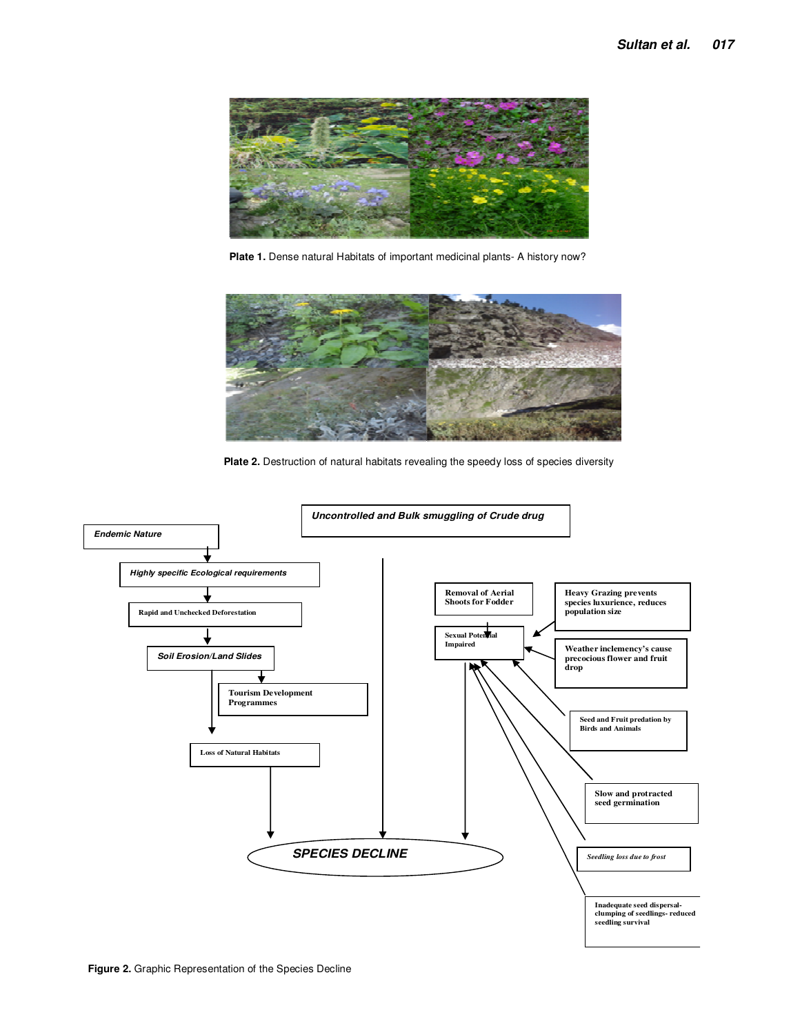Plate 1. Dense natural Habitats of important medicinal plants- A history now?

Plate 2. Destruction of natural habitats revealing the speedy loss of species diversity

*Endemic Nature*

*Highly specific Ecological requirements*

Rapid and Unchecked Deforestation

*Soil Erosion/Land Slides*

Tourism Development Programmes

Loss of Natural Habitats

*Uncontrolled and Bulk smuggling of Crude drug*

Removal of Aerial Shoots for Fodder

Sexual Potential Impaired

Heavy Grazing prevents species luxurience, reduces population size

Weather inclemency's cause precocious flower and fruit drop

Seed and Fruit predation by Birds and Animals

Slow and protracted seed germination

*Seedling loss due to frost*

Inadequate seed dispersal- clumping of seedlings- reduced seedling survival

*SPECIES DECLINE*

**Figure 2.** Graphic Representation of the Species Decline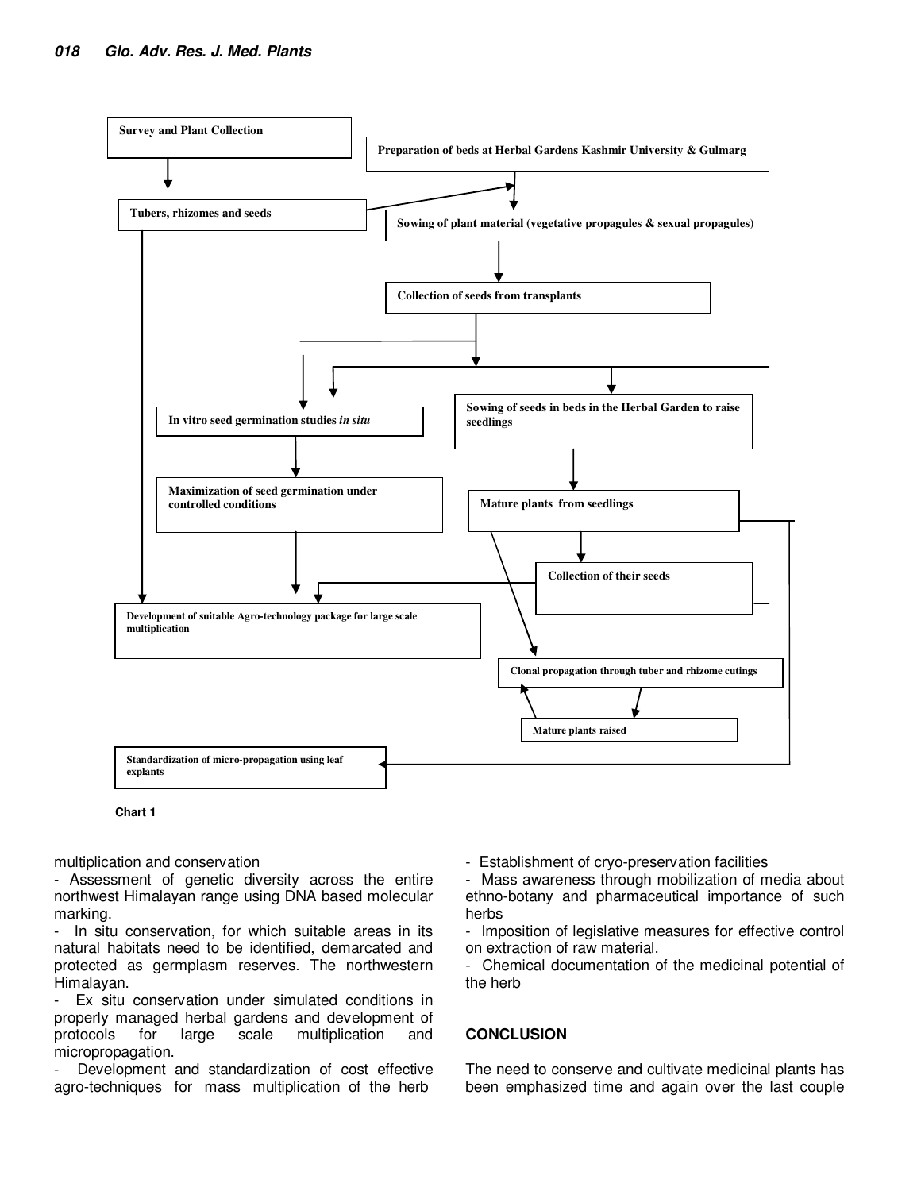Survey and Plant Collection

Preparation of beds at Herbal Gardens Kashmir University & Gulmarg

Tubers, rhizomes and seeds

Sowing of plant material (vegetative propagules & sexual propagules)

Collection of seeds from transplants

In vitro seed germination studies *in situ*

Sowing of seeds in beds in the Herbal Garden to raise seedlings

Maximization of seed germination under controlled conditions

Mature plants from seedlings

Collection of their seeds

Development of suitable Agro-technology package for large scale multiplication

Clonal propagation through tuber and rhizome cutings

Mature plants raised

Standardization of micro-propagation using leaf explants

**Chart 1**

multiplication and conservation

- Assessment of genetic diversity across the entire northwest Himalayan range using DNA based molecular marking.
- In situ conservation, for which suitable areas in its natural habitats need to be identified, demarcated and protected as germplasm reserves. The northwestern Himalayan.
- Ex situ conservation under simulated conditions in properly managed herbal gardens and development of protocols for large scale multiplication and micropropagation.
- Development and standardization of cost effective agro-techniques for mass multiplication of the herb
- Establishment of cryo-preservation facilities
- Mass awareness through mobilization of media about ethno-botany and pharmaceutical importance of such herbs
- Imposition of legislative measures for effective control on extraction of raw material.
- Chemical documentation of the medicinal potential of the herb

## CONCLUSION

The need to conserve and cultivate medicinal plants has been emphasized time and again over the last couple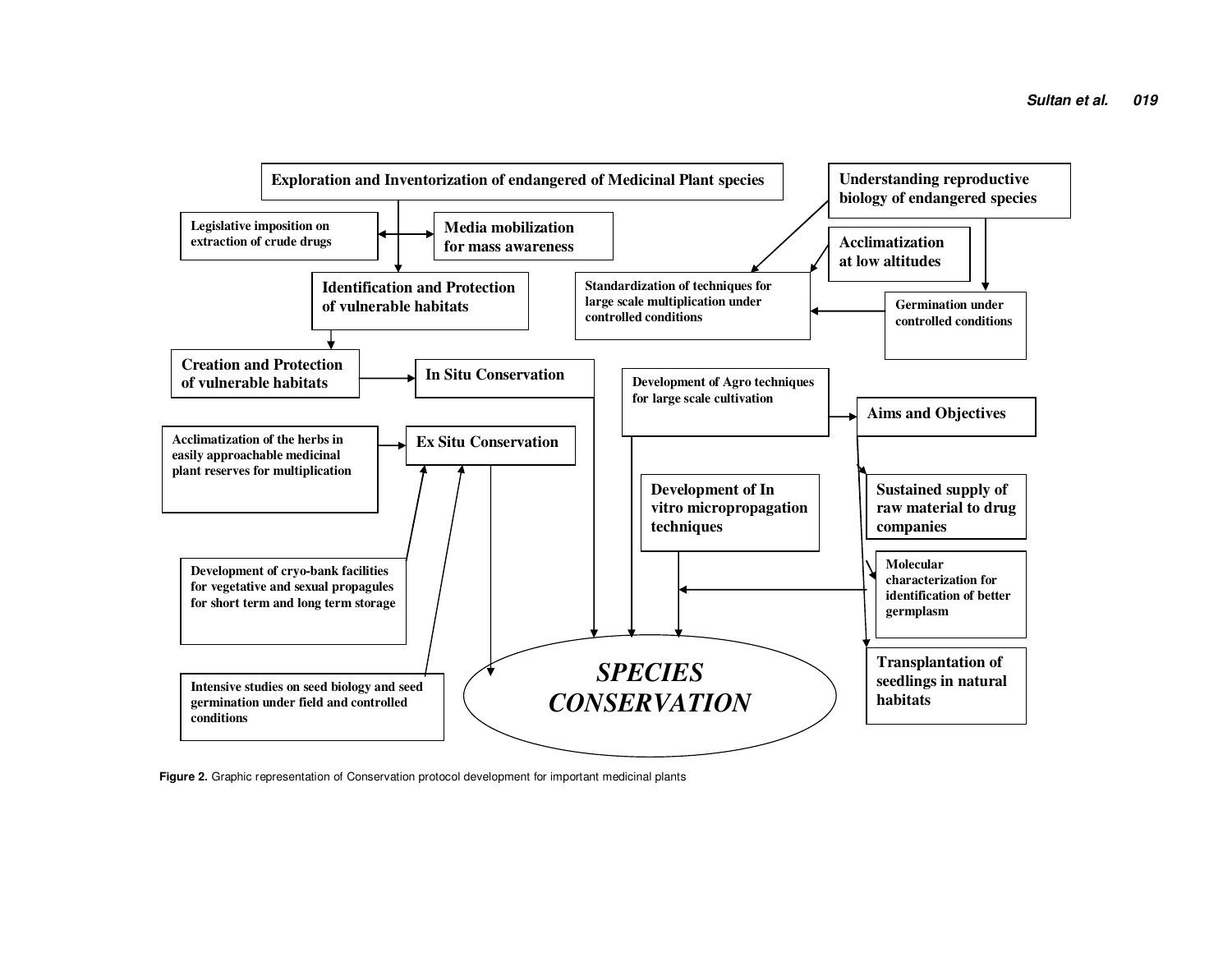Exploration and Inventorization of endangered of Medicinal Plant species

Understanding reproductive biology of endangered species

Legislative imposition on extraction of crude drugs

Media mobilization for mass awareness

Acclimatization at low altitudes

Identification and Protection of vulnerable habitats

Standardization of techniques for large scale multiplication under controlled conditions

Germination under controlled conditions

Creation and Protection of vulnerable habitats

In Situ Conservation

Development of Agro techniques for large scale cultivation

Aims and Objectives

Acclimatization of the herbs in easily approachable medicinal plant reserves for multiplication

Ex Situ Conservation

Development of In vitro micropropagation techniques

Sustained supply of raw material to drug companies

Development of cryo-bank facilities for vegetative and sexual propagules for short term and long term storage

Molecular characterization for identification of better germplasm

Intensive studies on seed biology and seed germination under field and controlled conditions

*SPECIES CONSERVATION*

Transplantation of seedlings in natural habitats

**Figure 2.** Graphic representation of Conservation protocol development for important medicinal plants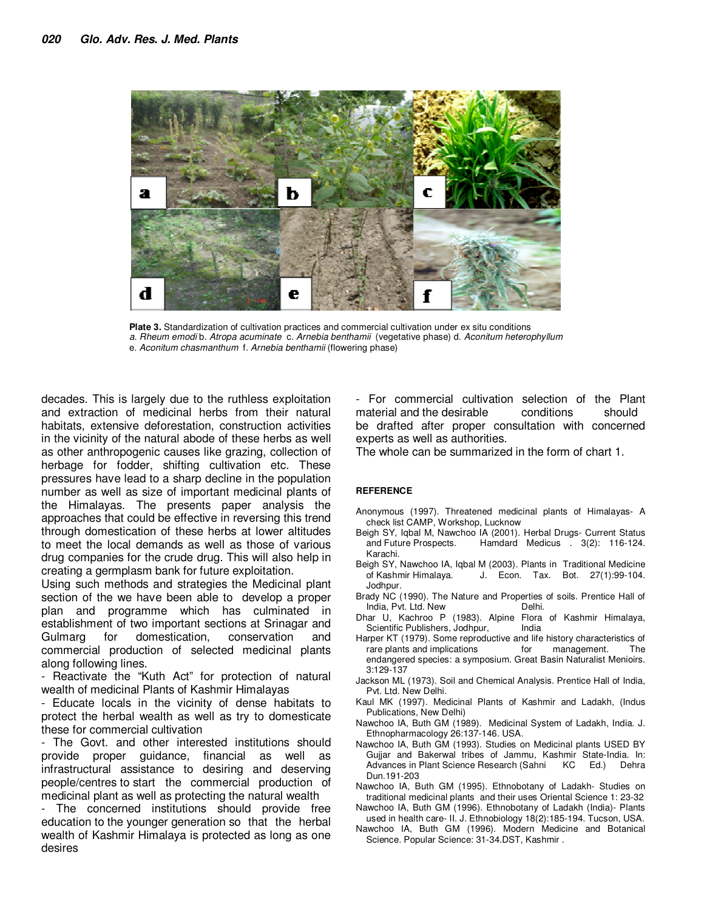**Plate 3.** Standardization of cultivation practices and commercial cultivation under ex situ conditions
*a. Rheum emodi* b. *Atropa acuminate* c. *Arnebia benthamii* (vegetative phase) d. *Aconitum heterophyllum* e. *Aconitum chasmanthum* f. *Arnebia benthamii* (flowering phase)

decades. This is largely due to the ruthless exploitation and extraction of medicinal herbs from their natural habitats, extensive deforestation, construction activities in the vicinity of the natural abode of these herbs as well as other anthropogenic causes like grazing, collection of herbage for fodder, shifting cultivation etc. These pressures have lead to a sharp decline in the population number as well as size of important medicinal plants of the Himalayas. The presents paper analysis the approaches that could be effective in reversing this trend through domestication of these herbs at lower altitudes to meet the local demands as well as those of various drug companies for the crude drug. This will also help in creating a germplasm bank for future exploitation.

Using such methods and strategies the Medicinal plant section of the we have been able to develop a proper plan and programme which has culminated in establishment of two important sections at Srinagar and Gulmarg for domestication, conservation and commercial production of selected medicinal plants along following lines.

- Reactivate the "Kuth Act" for protection of natural wealth of medicinal Plants of Kashmir Himalayas
- Educate locals in the vicinity of dense habitats to protect the herbal wealth as well as try to domesticate these for commercial cultivation
- The Govt. and other interested institutions should provide proper guidance, financial as well as infrastructural assistance to desiring and deserving people/centres to start the commercial production of medicinal plant as well as protecting the natural wealth
- The concerned institutions should provide free education to the younger generation so that the herbal wealth of Kashmir Himalaya is protected as long as one desires
- For commercial cultivation selection of the Plant material and the desirable conditions should be drafted after proper consultation with concerned experts as well as authorities.

The whole can be summarized in the form of chart 1.

## REFERENCE

Anonymous (1997). Threatened medicinal plants of Himalayas- A check list CAMP, Workshop, Lucknow

Beigh SY, Iqbal M, Nawchoo IA (2001). Herbal Drugs- Current Status and Future Prospects. Hamdard Medicus . 3(2): 116-124. Karachi.

Beigh SY, Nawchoo IA, Iqbal M (2003). Plants in Traditional Medicine of Kashmir Himalaya. J. Econ. Tax. Bot. 27(1):99-104. Jodhpur.

Brady NC (1990). The Nature and Properties of soils. Prentice Hall of India, Pvt. Ltd. New Delhi.

Dhar U, Kachroo P (1983). Alpine Flora of Kashmir Himalaya, Scientific Publishers, Jodhpur, India

Harper KT (1979). Some reproductive and life history characteristics of rare plants and implications for management. The endangered species: a symposium. Great Basin Naturalist Menioirs. 3:129-137

Jackson ML (1973). Soil and Chemical Analysis. Prentice Hall of India, Pvt. Ltd. New Delhi.

Kaul MK (1997). Medicinal Plants of Kashmir and Ladakh, (Indus Publications, New Delhi)

Nawchoo IA, Buth GM (1989). Medicinal System of Ladakh, India. J. Ethnopharmacology 26:137-146. USA.

Nawchoo IA, Buth GM (1993). Studies on Medicinal plants USED BY Gujjar and Bakerwal tribes of Jammu, Kashmir State-India. In: Advances in Plant Science Research (Sahni KC Ed.) Dehra Dun.191-203

Nawchoo IA, Buth GM (1995). Ethnobotany of Ladakh- Studies on traditional medicinal plants and their uses Oriental Science 1: 23-32

Nawchoo IA, Buth GM (1996). Ethnobotany of Ladakh (India)- Plants used in health care- II. J. Ethnobiology 18(2):185-194. Tucson, USA.

Nawchoo IA, Buth GM (1996). Modern Medicine and Botanical Science. Popular Science: 31-34.DST, Kashmir .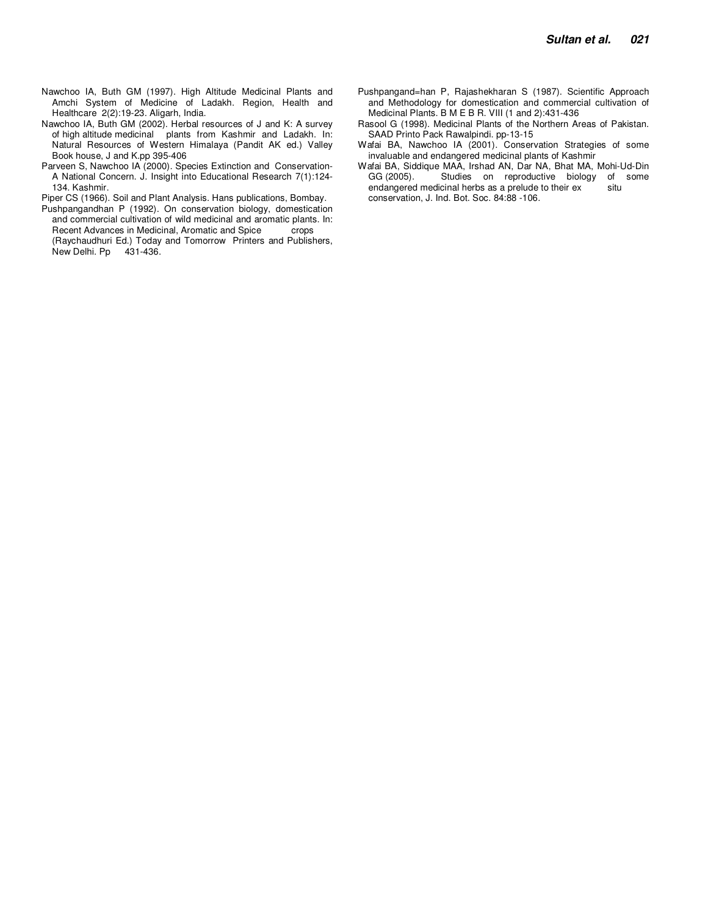Nawchoo IA, Buth GM (1997). High Altitude Medicinal Plants and Amchi System of Medicine of Ladakh. Region, Health and Healthcare 2(2):19-23. Aligarh, India.

Nawchoo IA, Buth GM (2002). Herbal resources of J and K: A survey of high altitude medicinal plants from Kashmir and Ladakh. In: Natural Resources of Western Himalaya (Pandit AK ed.) Valley Book house, J and K.pp 395-406

Parveen S, Nawchoo IA (2000). Species Extinction and Conservation- A National Concern. J. Insight into Educational Research 7(1):124-134. Kashmir.

Piper CS (1966). Soil and Plant Analysis. Hans publications, Bombay.

Pushpangandhan P (1992). On conservation biology, domestication and commercial cultivation of wild medicinal and aromatic plants. In: Recent Advances in Medicinal, Aromatic and Spice crops (Raychaudhuri Ed.) Today and Tomorrow Printers and Publishers, New Delhi. Pp 431-436.

Pushpangand=han P, Rajashekharan S (1987). Scientific Approach and Methodology for domestication and commercial cultivation of Medicinal Plants. B M E B R. VIII (1 and 2):431-436

Rasool G (1998). Medicinal Plants of the Northern Areas of Pakistan. SAAD Printo Pack Rawalpindi. pp-13-15

Wafai BA, Nawchoo IA (2001). Conservation Strategies of some invaluable and endangered medicinal plants of Kashmir

Wafai BA, Siddique MAA, Irshad AN, Dar NA, Bhat MA, Mohi-Ud-Din GG (2005). Studies on reproductive biology of some endangered medicinal herbs as a prelude to their ex situ conservation, J. Ind. Bot. Soc. 84:88 -106.